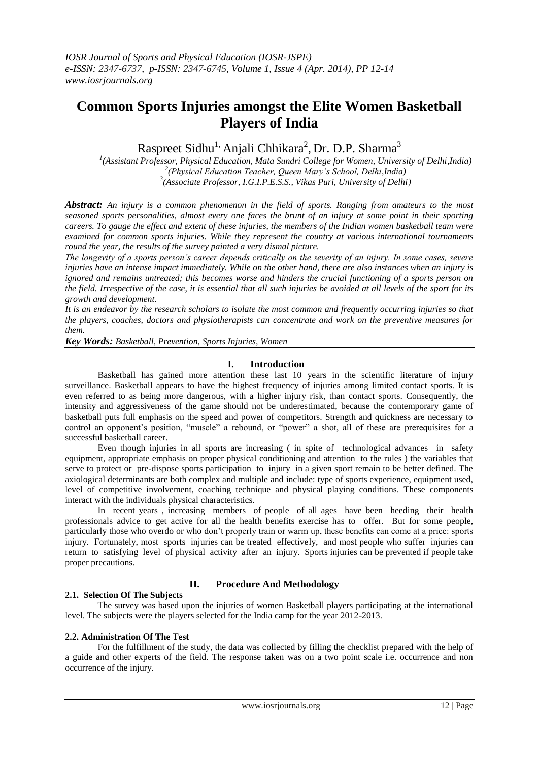# Common Sports Injuries amongst the Elite Women Basketball Players of India

Raspreet Sidhu[1], Anjali Chhikara[2], Dr. D.P. Sharma[3]

[1](Assistant Professor, Physical Education, Mata Sundri College for Women, University of Delhi,India)
[2](Physical Education Teacher, Queen Mary's School, Delhi,India)
[3](Associate Professor, I.G.I.P.E.S.S., Vikas Puri, University of Delhi)

***Abstract:*** *An injury is a common phenomenon in the field of sports. Ranging from amateurs to the most seasoned sports personalities, almost every one faces the brunt of an injury at some point in their sporting careers. To gauge the effect and extent of these injuries, the members of the Indian women basketball team were examined for common sports injuries. While they represent the country at various international tournaments round the year, the results of the survey painted a very dismal picture.*

*The longevity of a sports person's career depends critically on the severity of an injury. In some cases, severe injuries have an intense impact immediately. While on the other hand, there are also instances when an injury is ignored and remains untreated; this becomes worse and hinders the crucial functioning of a sports person on the field. Irrespective of the case, it is essential that all such injuries be avoided at all levels of the sport for its growth and development.*

*It is an endeavor by the research scholars to isolate the most common and frequently occurring injuries so that the players, coaches, doctors and physiotherapists can concentrate and work on the preventive measures for them.*

***Key Words:*** *Basketball, Prevention, Sports Injuries, Women*

## I. Introduction

Basketball has gained more attention these last 10 years in the scientific literature of injury surveillance. Basketball appears to have the highest frequency of injuries among limited contact sports. It is even referred to as being more dangerous, with a higher injury risk, than contact sports. Consequently, the intensity and aggressiveness of the game should not be underestimated, because the contemporary game of basketball puts full emphasis on the speed and power of competitors. Strength and quickness are necessary to control an opponent's position, "muscle" a rebound, or "power" a shot, all of these are prerequisites for a successful basketball career.

Even though injuries in all sports are increasing ( in spite of technological advances in safety equipment, appropriate emphasis on proper physical conditioning and attention to the rules ) the variables that serve to protect or pre-dispose sports participation to injury in a given sport remain to be better defined. The axiological determinants are both complex and multiple and include: type of sports experience, equipment used, level of competitive involvement, coaching technique and physical playing conditions. These components interact with the individuals physical characteristics.

In recent years , increasing members of people of all ages have been heeding their health professionals advice to get active for all the health benefits exercise has to offer. But for some people, particularly those who overdo or who don't properly train or warm up, these benefits can come at a price: sports injury. Fortunately, most sports injuries can be treated effectively, and most people who suffer injuries can return to satisfying level of physical activity after an injury. Sports injuries can be prevented if people take proper precautions.

## II. Procedure And Methodology

### 2.1. Selection Of The Subjects

The survey was based upon the injuries of women Basketball players participating at the international level. The subjects were the players selected for the India camp for the year 2012-2013.

### 2.2. Administration Of The Test

For the fulfillment of the study, the data was collected by filling the checklist prepared with the help of a guide and other experts of the field. The response taken was on a two point scale i.e. occurrence and non occurrence of the injury.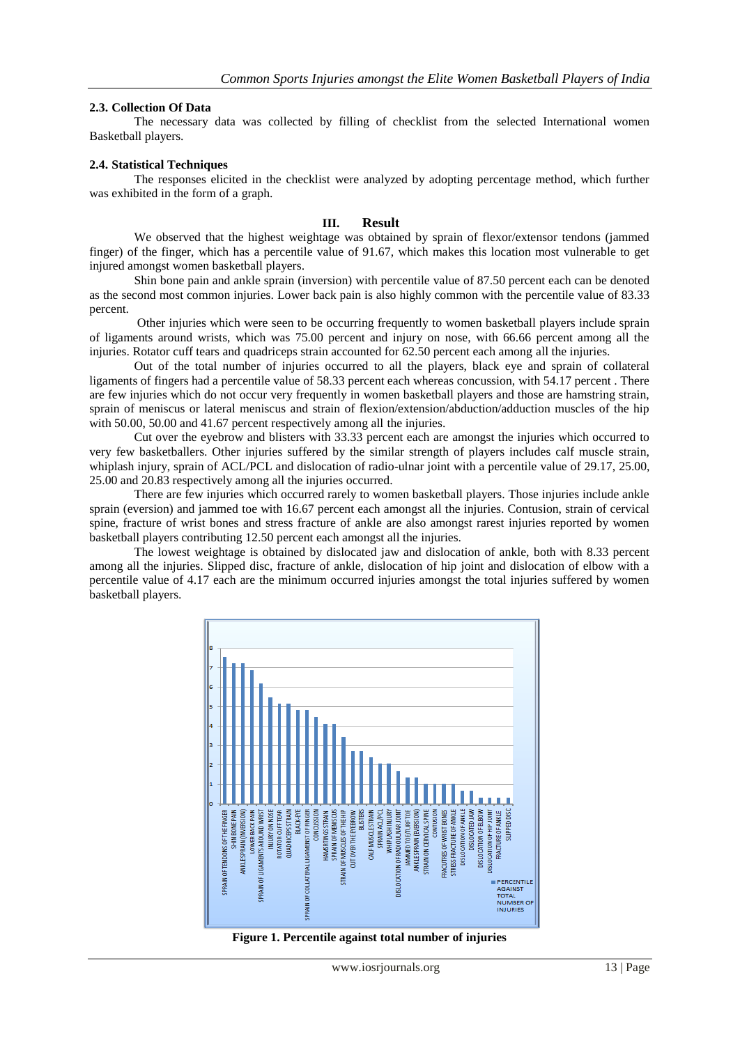### 2.3. Collection Of Data

The necessary data was collected by filling of checklist from the selected International women Basketball players.

### 2.4. Statistical Techniques

The responses elicited in the checklist were analyzed by adopting percentage method, which further was exhibited in the form of a graph.

## III. Result

We observed that the highest weightage was obtained by sprain of flexor/extensor tendons (jammed finger) of the finger, which has a percentile value of 91.67, which makes this location most vulnerable to get injured amongst women basketball players.

Shin bone pain and ankle sprain (inversion) with percentile value of 87.50 percent each can be denoted as the second most common injuries. Lower back pain is also highly common with the percentile value of 83.33 percent.

Other injuries which were seen to be occurring frequently to women basketball players include sprain of ligaments around wrists, which was 75.00 percent and injury on nose, with 66.66 percent among all the injuries. Rotator cuff tears and quadriceps strain accounted for 62.50 percent each among all the injuries.

Out of the total number of injuries occurred to all the players, black eye and sprain of collateral ligaments of fingers had a percentile value of 58.33 percent each whereas concussion, with 54.17 percent . There are few injuries which do not occur very frequently in women basketball players and those are hamstring strain, sprain of meniscus or lateral meniscus and strain of flexion/extension/abduction/adduction muscles of the hip with 50.00, 50.00 and 41.67 percent respectively among all the injuries.

Cut over the eyebrow and blisters with 33.33 percent each are amongst the injuries which occurred to very few basketballers. Other injuries suffered by the similar strength of players includes calf muscle strain, whiplash injury, sprain of ACL/PCL and dislocation of radio-ulnar joint with a percentile value of 29.17, 25.00, 25.00 and 20.83 respectively among all the injuries occurred.

There are few injuries which occurred rarely to women basketball players. Those injuries include ankle sprain (eversion) and jammed toe with 16.67 percent each amongst all the injuries. Contusion, strain of cervical spine, fracture of wrist bones and stress fracture of ankle are also amongst rarest injuries reported by women basketball players contributing 12.50 percent each amongst all the injuries.

The lowest weightage is obtained by dislocated jaw and dislocation of ankle, both with 8.33 percent among all the injuries. Slipped disc, fracture of ankle, dislocation of hip joint and dislocation of elbow with a percentile value of 4.17 each are the minimum occurred injuries amongst the total injuries suffered by women basketball players.

**Figure 1. Percentile against total number of injuries**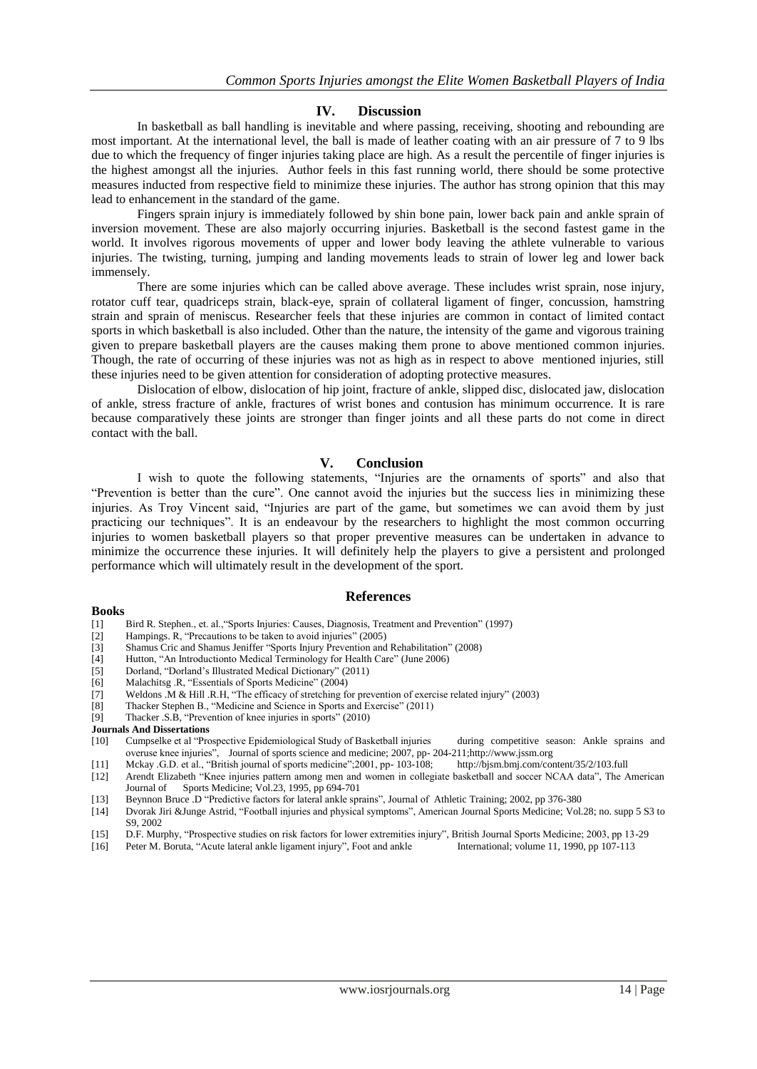## IV. Discussion

In basketball as ball handling is inevitable and where passing, receiving, shooting and rebounding are most important. At the international level, the ball is made of leather coating with an air pressure of 7 to 9 lbs due to which the frequency of finger injuries taking place are high. As a result the percentile of finger injuries is the highest amongst all the injuries. Author feels in this fast running world, there should be some protective measures inducted from respective field to minimize these injuries. The author has strong opinion that this may lead to enhancement in the standard of the game.

Fingers sprain injury is immediately followed by shin bone pain, lower back pain and ankle sprain of inversion movement. These are also majorly occurring injuries. Basketball is the second fastest game in the world. It involves rigorous movements of upper and lower body leaving the athlete vulnerable to various injuries. The twisting, turning, jumping and landing movements leads to strain of lower leg and lower back immensely.

There are some injuries which can be called above average. These includes wrist sprain, nose injury, rotator cuff tear, quadriceps strain, black-eye, sprain of collateral ligament of finger, concussion, hamstring strain and sprain of meniscus. Researcher feels that these injuries are common in contact of limited contact sports in which basketball is also included. Other than the nature, the intensity of the game and vigorous training given to prepare basketball players are the causes making them prone to above mentioned common injuries. Though, the rate of occurring of these injuries was not as high as in respect to above mentioned injuries, still these injuries need to be given attention for consideration of adopting protective measures.

Dislocation of elbow, dislocation of hip joint, fracture of ankle, slipped disc, dislocated jaw, dislocation of ankle, stress fracture of ankle, fractures of wrist bones and contusion has minimum occurrence. It is rare because comparatively these joints are stronger than finger joints and all these parts do not come in direct contact with the ball.

## V. Conclusion

I wish to quote the following statements, "Injuries are the ornaments of sports" and also that "Prevention is better than the cure". One cannot avoid the injuries but the success lies in minimizing these injuries. As Troy Vincent said, "Injuries are part of the game, but sometimes we can avoid them by just practicing our techniques". It is an endeavour by the researchers to highlight the most common occurring injuries to women basketball players so that proper preventive measures can be undertaken in advance to minimize the occurrence these injuries. It will definitely help the players to give a persistent and prolonged performance which will ultimately result in the development of the sport.

## References

**Books**

[1] Bird R. Stephen., et. al.,"Sports Injuries: Causes, Diagnosis, Treatment and Prevention" (1997)
[2] Hampings. R, "Precautions to be taken to avoid injuries" (2005)
[3] Shamus Cric and Shamus Jeniffer "Sports Injury Prevention and Rehabilitation" (2008)
[4] Hutton, "An Introductionto Medical Terminology for Health Care" (June 2006)
[5] Dorland, "Dorland's Illustrated Medical Dictionary" (2011)
[6] Malachitsg .R, "Essentials of Sports Medicine" (2004)
[7] Weldons .M & Hill .R.H, "The efficacy of stretching for prevention of exercise related injury" (2003)
[8] Thacker Stephen B., "Medicine and Science in Sports and Exercise" (2011)
[9] Thacker .S.B, "Prevention of knee injuries in sports" (2010)

**Journals And Dissertations**

[10] Cumpselke et al "Prospective Epidemiological Study of Basketball injuries during competitive season: Ankle sprains and overuse knee injuries", Journal of sports science and medicine; 2007, pp- 204-211;http://www.jssm.org
[11] Mckay .G.D. et al., "British journal of sports medicine";2001, pp- 103-108; http://bjsm.bmj.com/content/35/2/103.full
[12] Arendt Elizabeth "Knee injuries pattern among men and women in collegiate basketball and soccer NCAA data", The American Journal of Sports Medicine; Vol.23, 1995, pp 694-701
[13] Beynnon Bruce .D "Predictive factors for lateral ankle sprains", Journal of Athletic Training; 2002, pp 376-380
[14] Dvorak Jiri &Junge Astrid, "Football injuries and physical symptoms", American Journal Sports Medicine; Vol.28; no. supp 5 S3 to S9, 2002
[15] D.F. Murphy, "Prospective studies on risk factors for lower extremities injury", British Journal Sports Medicine; 2003, pp 13-29
[16] Peter M. Boruta, "Acute lateral ankle ligament injury", Foot and ankle International; volume 11, 1990, pp 107-113